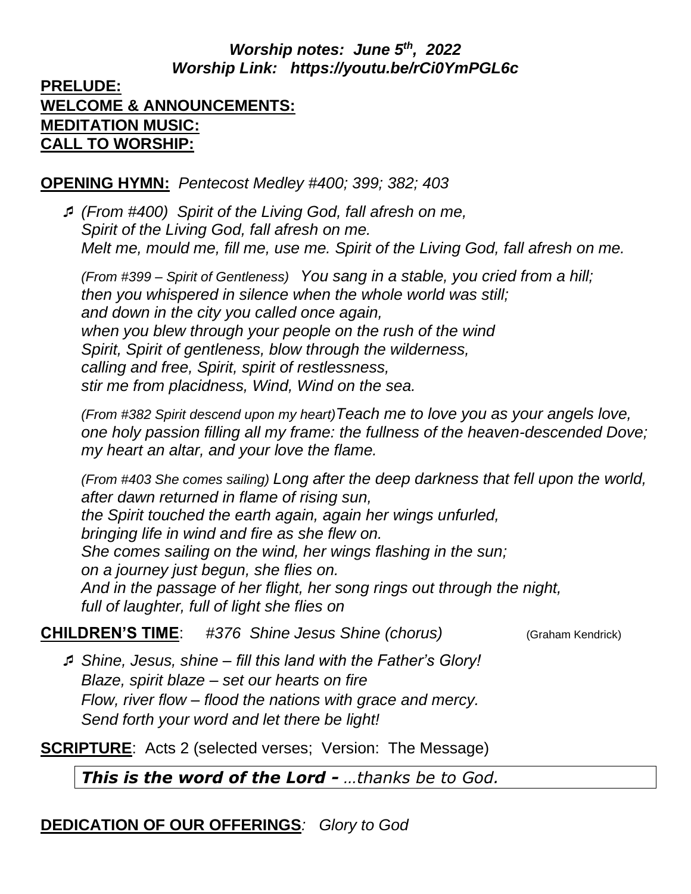***Worship notes: June 5th, 2022***
***Worship Link: https://youtu.be/rCi0YmPGL6c***

**PRELUDE:**
**WELCOME & ANNOUNCEMENTS:**
**MEDITATION MUSIC:**
**CALL TO WORSHIP:**

**OPENING HYMN:** *Pentecost Medley #400; 399; 382; 403*

♬ *(From #400) Spirit of the Living God, fall afresh on me,*
*Spirit of the Living God, fall afresh on me.*
*Melt me, mould me, fill me, use me. Spirit of the Living God, fall afresh on me.*

*(From #399 – Spirit of Gentleness) You sang in a stable, you cried from a hill;*
*then you whispered in silence when the whole world was still;*
*and down in the city you called once again,*
*when you blew through your people on the rush of the wind*
*Spirit, Spirit of gentleness, blow through the wilderness,*
*calling and free, Spirit, spirit of restlessness,*
*stir me from placidness, Wind, Wind on the sea.*

*(From #382 Spirit descend upon my heart)Teach me to love you as your angels love,*
*one holy passion filling all my frame: the fullness of the heaven-descended Dove;*
*my heart an altar, and your love the flame.*

*(From #403 She comes sailing) Long after the deep darkness that fell upon the world,*
*after dawn returned in flame of rising sun,*
*the Spirit touched the earth again, again her wings unfurled,*
*bringing life in wind and fire as she flew on.*
*She comes sailing on the wind, her wings flashing in the sun;*
*on a journey just begun, she flies on.*
*And in the passage of her flight, her song rings out through the night,*
*full of laughter, full of light she flies on*

**CHILDREN'S TIME**: *#376 Shine Jesus Shine (chorus)* (Graham Kendrick)

♬ *Shine, Jesus, shine – fill this land with the Father's Glory!*
*Blaze, spirit blaze – set our hearts on fire*
*Flow, river flow – flood the nations with grace and mercy.*
*Send forth your word and let there be light!*

**SCRIPTURE**: Acts 2 (selected verses; Version: The Message)

***This is the word of the Lord –*** *...thanks be to God.*

**DEDICATION OF OUR OFFERINGS***: Glory to God*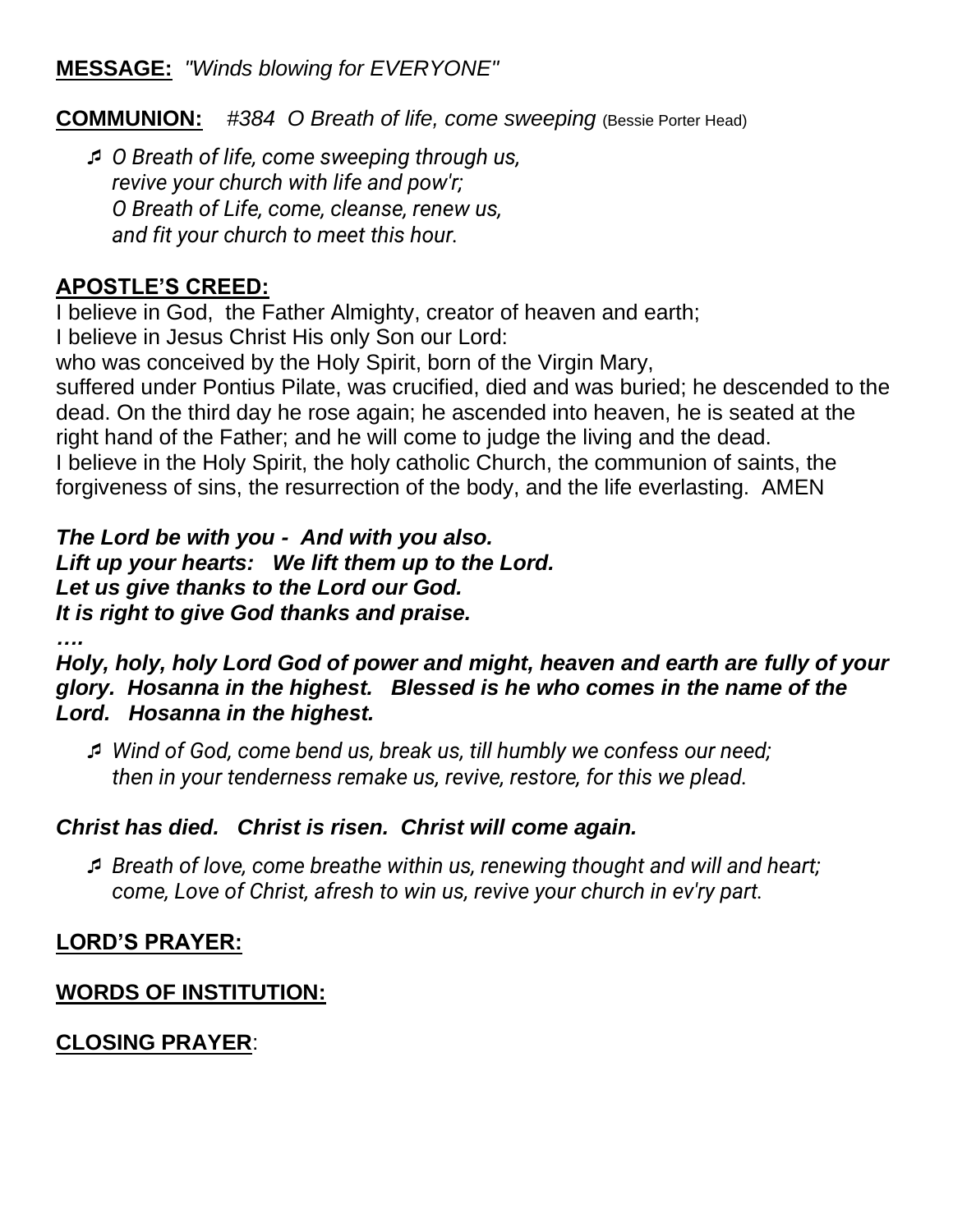**MESSAGE:** *"Winds blowing for EVERYONE"*

**COMMUNION:** *#384 O Breath of life, come sweeping* (Bessie Porter Head)

♬ *O Breath of life, come sweeping through us,*
*revive your church with life and pow'r;*
*O Breath of Life, come, cleanse, renew us,*
*and fit your church to meet this hour.*

**APOSTLE'S CREED:**

I believe in God, the Father Almighty, creator of heaven and earth;
I believe in Jesus Christ His only Son our Lord:
who was conceived by the Holy Spirit, born of the Virgin Mary,
suffered under Pontius Pilate, was crucified, died and was buried; he descended to the dead. On the third day he rose again; he ascended into heaven, he is seated at the right hand of the Father; and he will come to judge the living and the dead.
I believe in the Holy Spirit, the holy catholic Church, the communion of saints, the forgiveness of sins, the resurrection of the body, and the life everlasting. AMEN

***The Lord be with you - And with you also.***
***Lift up your hearts: We lift them up to the Lord.***
***Let us give thanks to the Lord our God.***
***It is right to give God thanks and praise.***
***….***
***Holy, holy, holy Lord God of power and might, heaven and earth are fully of your glory. Hosanna in the highest. Blessed is he who comes in the name of the Lord. Hosanna in the highest.***

♬ *Wind of God, come bend us, break us, till humbly we confess our need;*
*then in your tenderness remake us, revive, restore, for this we plead.*

***Christ has died. Christ is risen. Christ will come again.***

♬ *Breath of love, come breathe within us, renewing thought and will and heart;*
*come, Love of Christ, afresh to win us, revive your church in ev'ry part.*

**LORD'S PRAYER:**

**WORDS OF INSTITUTION:**

**CLOSING PRAYER**: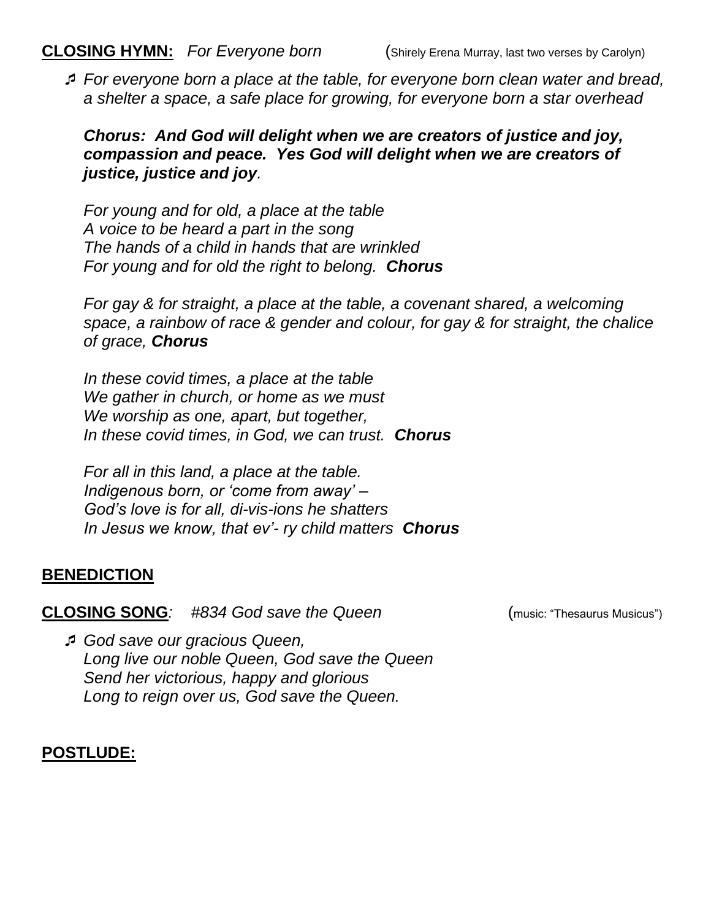**CLOSING HYMN:** *For Everyone born* (Shirely Erena Murray, last two verses by Carolyn)

♫ *For everyone born a place at the table, for everyone born clean water and bread, a shelter a space, a safe place for growing, for everyone born a star overhead*

***Chorus: And God will delight when we are creators of justice and joy, compassion and peace. Yes God will delight when we are creators of justice, justice and joy.***

*For young and for old, a place at the table*
*A voice to be heard a part in the song*
*The hands of a child in hands that are wrinkled*
*For young and for old the right to belong.* ***Chorus***

*For gay & for straight, a place at the table, a covenant shared, a welcoming space, a rainbow of race & gender and colour, for gay & for straight, the chalice of grace,* ***Chorus***

*In these covid times, a place at the table*
*We gather in church, or home as we must*
*We worship as one, apart, but together,*
*In these covid times, in God, we can trust.* ***Chorus***

*For all in this land, a place at the table.*
*Indigenous born, or 'come from away' –*
*God's love is for all, di-vis-ions he shatters*
*In Jesus we know, that ev'- ry child matters* ***Chorus***

**BENEDICTION**

**CLOSING SONG***:* *#834 God save the Queen* (music: "Thesaurus Musicus")

♫ *God save our gracious Queen,*
*Long live our noble Queen, God save the Queen*
*Send her victorious, happy and glorious*
*Long to reign over us, God save the Queen.*

**POSTLUDE:**